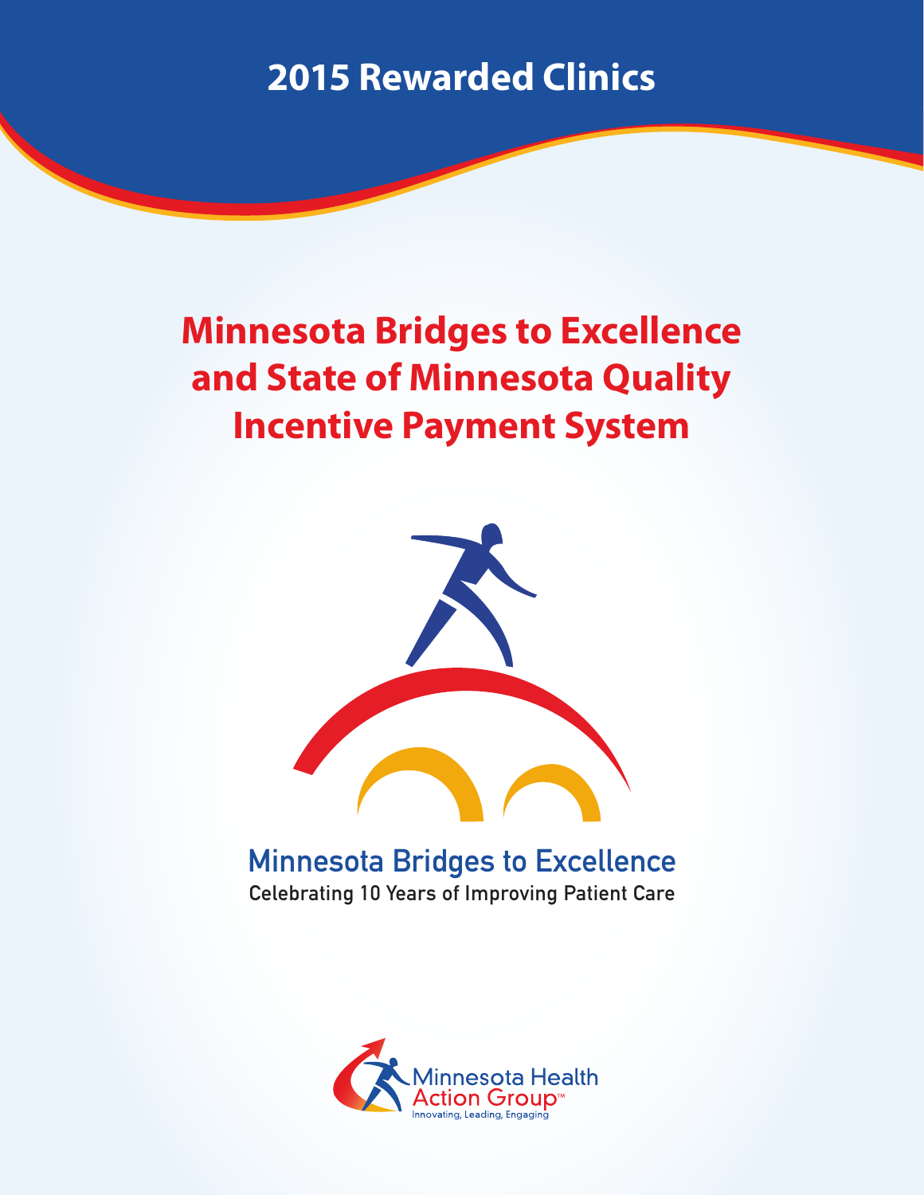# 2015 Rewarded Clinics

## Minnesota Bridges to Excellence and State of Minnesota Quality Incentive Payment System

Minnesota Bridges to Excellence

Celebrating 10 Years of Improving Patient Care

Minnesota Health Action Group™

Innovating, Leading, Engaging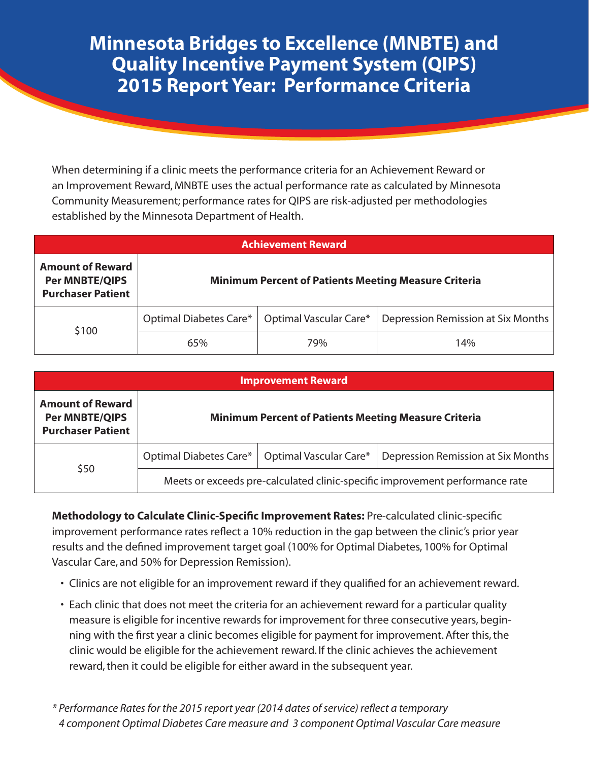# Minnesota Bridges to Excellence (MNBTE) and Quality Incentive Payment System (QIPS) 2015 Report Year: Performance Criteria

When determining if a clinic meets the performance criteria for an Achievement Reward or an Improvement Reward, MNBTE uses the actual performance rate as calculated by Minnesota Community Measurement; performance rates for QIPS are risk-adjusted per methodologies established by the Minnesota Department of Health.

| Achievement Reward | | | |
|---|---|---|---|
| **Amount of Reward Per MNBTE/QIPS Purchaser Patient** | **Minimum Percent of Patients Meeting Measure Criteria** | | |
| $100 | Optimal Diabetes Care* | Optimal Vascular Care* | Depression Remission at Six Months |
| | 65% | 79% | 14% |

| Improvement Reward | | | |
|---|---|---|---|
| **Amount of Reward Per MNBTE/QIPS Purchaser Patient** | **Minimum Percent of Patients Meeting Measure Criteria** | | |
| $50 | Optimal Diabetes Care* | Optimal Vascular Care* | Depression Remission at Six Months |
| | Meets or exceeds pre-calculated clinic-specific improvement performance rate | | |

**Methodology to Calculate Clinic-Specific Improvement Rates:** Pre-calculated clinic-specific improvement performance rates reflect a 10% reduction in the gap between the clinic's prior year results and the defined improvement target goal (100% for Optimal Diabetes, 100% for Optimal Vascular Care, and 50% for Depression Remission).

- Clinics are not eligible for an improvement reward if they qualified for an achievement reward.
- Each clinic that does not meet the criteria for an achievement reward for a particular quality measure is eligible for incentive rewards for improvement for three consecutive years, beginning with the first year a clinic becomes eligible for payment for improvement. After this, the clinic would be eligible for the achievement reward. If the clinic achieves the achievement reward, then it could be eligible for either award in the subsequent year.

*\* Performance Rates for the 2015 report year (2014 dates of service) reflect a temporary 4 component Optimal Diabetes Care measure and 3 component Optimal Vascular Care measure*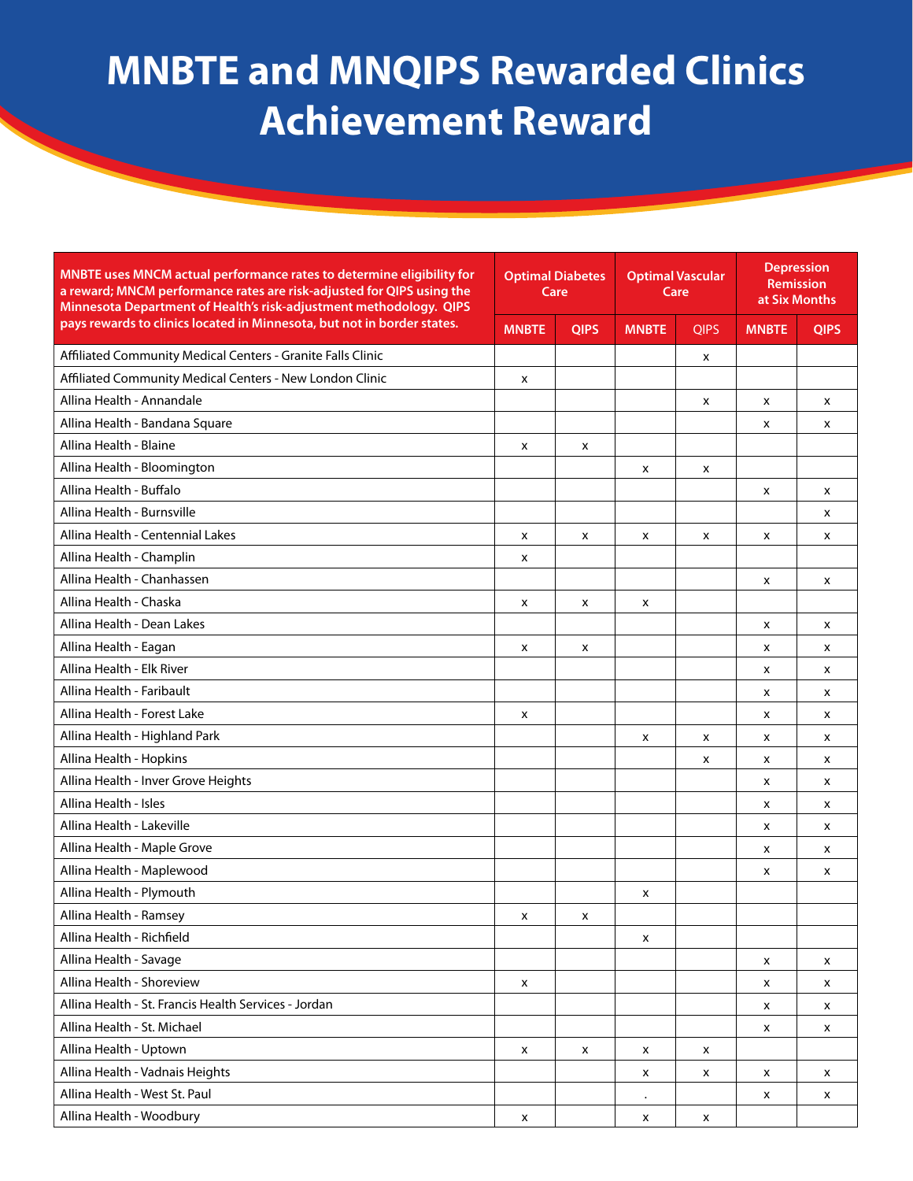# MNBTE and MNQIPS Rewarded Clinics Achievement Reward

| MNBTE uses MNCM actual performance rates to determine eligibility for a reward; MNCM performance rates are risk-adjusted for QIPS using the Minnesota Department of Health's risk-adjustment methodology. QIPS pays rewards to clinics located in Minnesota, but not in border states. | Optimal Diabetes Care | | Optimal Vascular Care | | Depression Remission at Six Months | |
|---|---|---|---|---|---|---|
| | MNBTE | QIPS | MNBTE | QIPS | MNBTE | QIPS |
| Affiliated Community Medical Centers - Granite Falls Clinic | | | | x | | |
| Affiliated Community Medical Centers - New London Clinic | x | | | | | |
| Allina Health - Annandale | | | | x | x | x |
| Allina Health - Bandana Square | | | | | x | x |
| Allina Health - Blaine | x | x | | | | |
| Allina Health - Bloomington | | | x | x | | |
| Allina Health - Buffalo | | | | | x | x |
| Allina Health - Burnsville | | | | | | x |
| Allina Health - Centennial Lakes | x | x | x | x | x | x |
| Allina Health - Champlin | x | | | | | |
| Allina Health - Chanhassen | | | | | x | x |
| Allina Health - Chaska | x | x | x | | | |
| Allina Health - Dean Lakes | | | | | x | x |
| Allina Health - Eagan | x | x | | | x | x |
| Allina Health - Elk River | | | | | x | x |
| Allina Health - Faribault | | | | | x | x |
| Allina Health - Forest Lake | x | | | | x | x |
| Allina Health - Highland Park | | | x | x | x | x |
| Allina Health - Hopkins | | | | x | x | x |
| Allina Health - Inver Grove Heights | | | | | x | x |
| Allina Health - Isles | | | | | x | x |
| Allina Health - Lakeville | | | | | x | x |
| Allina Health - Maple Grove | | | | | x | x |
| Allina Health - Maplewood | | | | | x | x |
| Allina Health - Plymouth | | | x | | | |
| Allina Health - Ramsey | x | x | | | | |
| Allina Health - Richfield | | | x | | | |
| Allina Health - Savage | | | | | x | x |
| Allina Health - Shoreview | x | | | | x | x |
| Allina Health - St. Francis Health Services - Jordan | | | | | x | x |
| Allina Health - St. Michael | | | | | x | x |
| Allina Health - Uptown | x | x | x | x | | |
| Allina Health - Vadnais Heights | | | x | x | x | x |
| Allina Health - West St. Paul | | | . | | x | x |
| Allina Health - Woodbury | x | | x | x | | |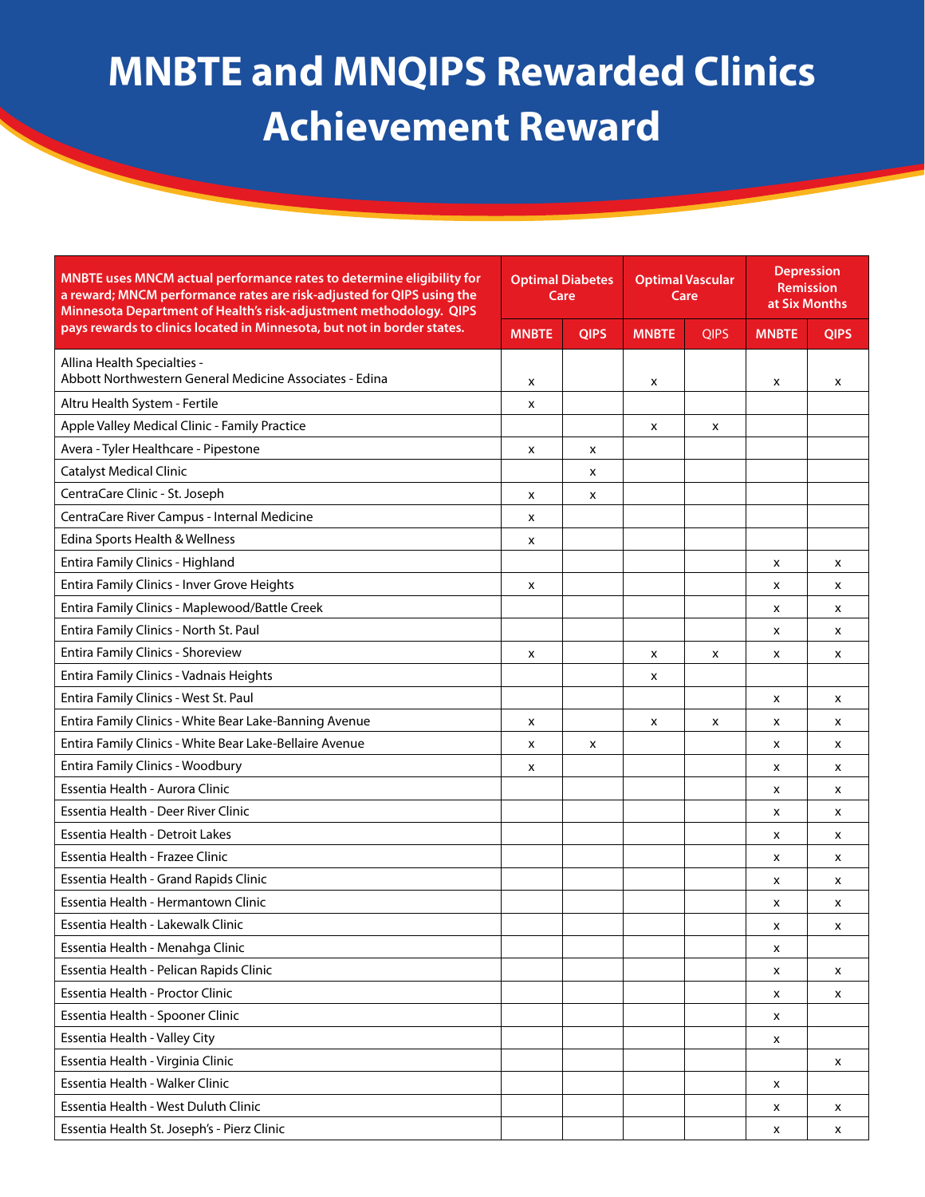# MNBTE and MNQIPS Rewarded Clinics Achievement Reward

| MNBTE uses MNCM actual performance rates to determine eligibility for a reward; MNCM performance rates are risk-adjusted for QIPS using the Minnesota Department of Health's risk-adjustment methodology. QIPS pays rewards to clinics located in Minnesota, but not in border states. | Optimal Diabetes Care | | Optimal Vascular Care | | Depression Remission at Six Months | |
|---|---|---|---|---|---|---|
| | MNBTE | QIPS | MNBTE | QIPS | MNBTE | QIPS |
| Allina Health Specialties - Abbott Northwestern General Medicine Associates - Edina | x | | x | | x | x |
| Altru Health System - Fertile | x | | | | | |
| Apple Valley Medical Clinic - Family Practice | | | x | x | | |
| Avera - Tyler Healthcare - Pipestone | x | x | | | | |
| Catalyst Medical Clinic | | x | | | | |
| CentraCare Clinic - St. Joseph | x | x | | | | |
| CentraCare River Campus - Internal Medicine | x | | | | | |
| Edina Sports Health & Wellness | x | | | | | |
| Entira Family Clinics - Highland | | | | | x | x |
| Entira Family Clinics - Inver Grove Heights | x | | | | x | x |
| Entira Family Clinics - Maplewood/Battle Creek | | | | | x | x |
| Entira Family Clinics - North St. Paul | | | | | x | x |
| Entira Family Clinics - Shoreview | x | | x | x | x | x |
| Entira Family Clinics - Vadnais Heights | | | x | | | |
| Entira Family Clinics - West St. Paul | | | | | x | x |
| Entira Family Clinics - White Bear Lake-Banning Avenue | x | | x | x | x | x |
| Entira Family Clinics - White Bear Lake-Bellaire Avenue | x | x | | | x | x |
| Entira Family Clinics - Woodbury | x | | | | x | x |
| Essentia Health - Aurora Clinic | | | | | x | x |
| Essentia Health - Deer River Clinic | | | | | x | x |
| Essentia Health - Detroit Lakes | | | | | x | x |
| Essentia Health - Frazee Clinic | | | | | x | x |
| Essentia Health - Grand Rapids Clinic | | | | | x | x |
| Essentia Health - Hermantown Clinic | | | | | x | x |
| Essentia Health - Lakewalk Clinic | | | | | x | x |
| Essentia Health - Menahga Clinic | | | | | x | |
| Essentia Health - Pelican Rapids Clinic | | | | | x | x |
| Essentia Health - Proctor Clinic | | | | | x | x |
| Essentia Health - Spooner Clinic | | | | | x | |
| Essentia Health - Valley City | | | | | x | |
| Essentia Health - Virginia Clinic | | | | | | x |
| Essentia Health - Walker Clinic | | | | | x | |
| Essentia Health - West Duluth Clinic | | | | | x | x |
| Essentia Health St. Joseph's - Pierz Clinic | | | | | x | x |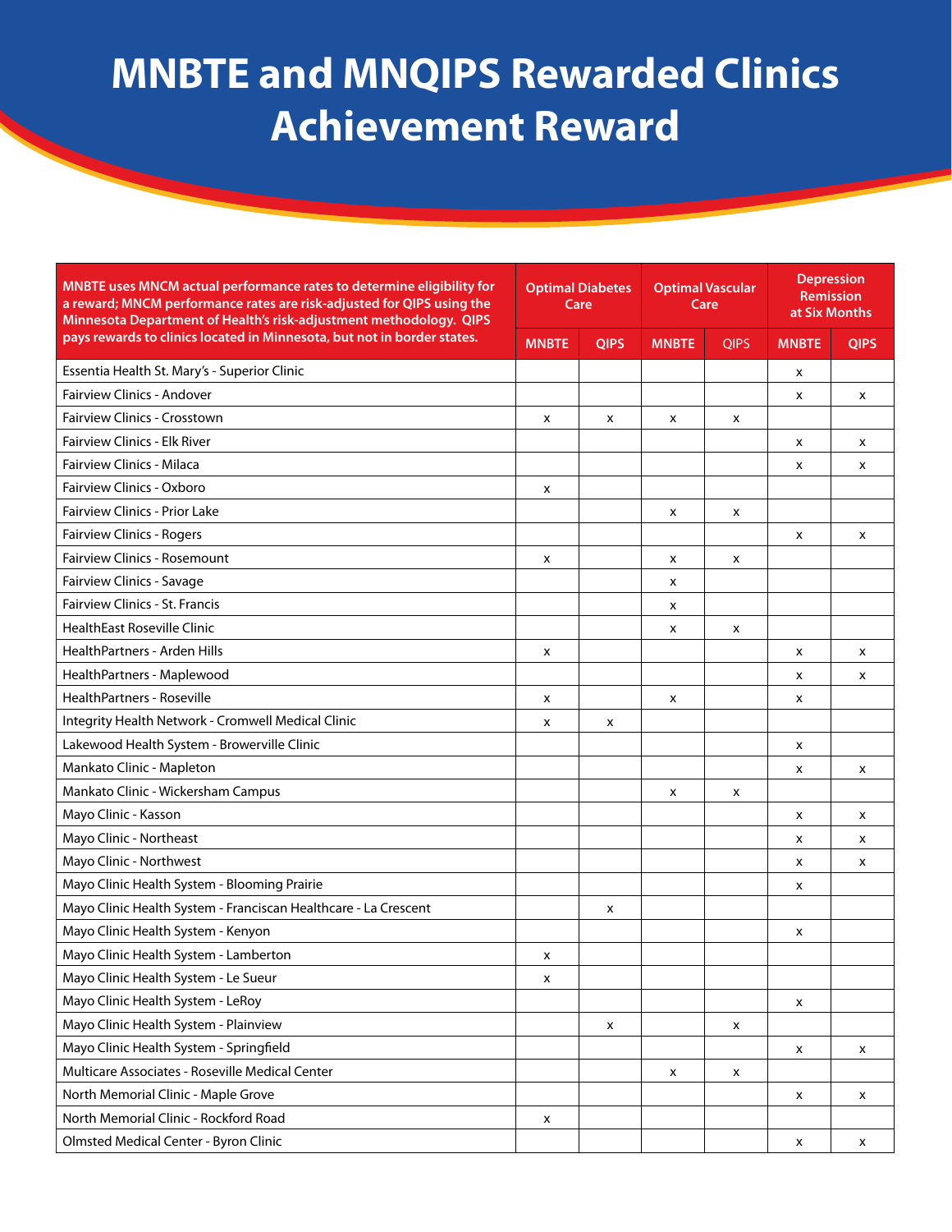# MNBTE and MNQIPS Rewarded Clinics Achievement Reward

| MNBTE uses MNCM actual performance rates to determine eligibility for a reward; MNCM performance rates are risk-adjusted for QIPS using the Minnesota Department of Health's risk-adjustment methodology. QIPS pays rewards to clinics located in Minnesota, but not in border states. | Optimal Diabetes Care | | Optimal Vascular Care | | Depression Remission at Six Months | |
|---|---|---|---|---|---|---|
| | MNBTE | QIPS | MNBTE | QIPS | MNBTE | QIPS |
| Essentia Health St. Mary's - Superior Clinic | | | | | x | |
| Fairview Clinics - Andover | | | | | x | x |
| Fairview Clinics - Crosstown | x | x | x | x | | |
| Fairview Clinics - Elk River | | | | | x | x |
| Fairview Clinics - Milaca | | | | | x | x |
| Fairview Clinics - Oxboro | x | | | | | |
| Fairview Clinics - Prior Lake | | | x | x | | |
| Fairview Clinics - Rogers | | | | | x | x |
| Fairview Clinics - Rosemount | x | | x | x | | |
| Fairview Clinics - Savage | | | x | | | |
| Fairview Clinics - St. Francis | | | x | | | |
| HealthEast Roseville Clinic | | | x | x | | |
| HealthPartners - Arden Hills | x | | | | x | x |
| HealthPartners - Maplewood | | | | | x | x |
| HealthPartners - Roseville | x | | x | | x | |
| Integrity Health Network - Cromwell Medical Clinic | x | x | | | | |
| Lakewood Health System - Browerville Clinic | | | | | x | |
| Mankato Clinic - Mapleton | | | | | x | x |
| Mankato Clinic - Wickersham Campus | | | x | x | | |
| Mayo Clinic - Kasson | | | | | x | x |
| Mayo Clinic - Northeast | | | | | x | x |
| Mayo Clinic - Northwest | | | | | x | x |
| Mayo Clinic Health System - Blooming Prairie | | | | | x | |
| Mayo Clinic Health System - Franciscan Healthcare - La Crescent | | x | | | | |
| Mayo Clinic Health System - Kenyon | | | | | x | |
| Mayo Clinic Health System - Lamberton | x | | | | | |
| Mayo Clinic Health System - Le Sueur | x | | | | | |
| Mayo Clinic Health System - LeRoy | | | | | x | |
| Mayo Clinic Health System - Plainview | | x | | x | | |
| Mayo Clinic Health System - Springfield | | | | | x | x |
| Multicare Associates - Roseville Medical Center | | | x | x | | |
| North Memorial Clinic - Maple Grove | | | | | x | x |
| North Memorial Clinic - Rockford Road | x | | | | | |
| Olmsted Medical Center - Byron Clinic | | | | | x | x |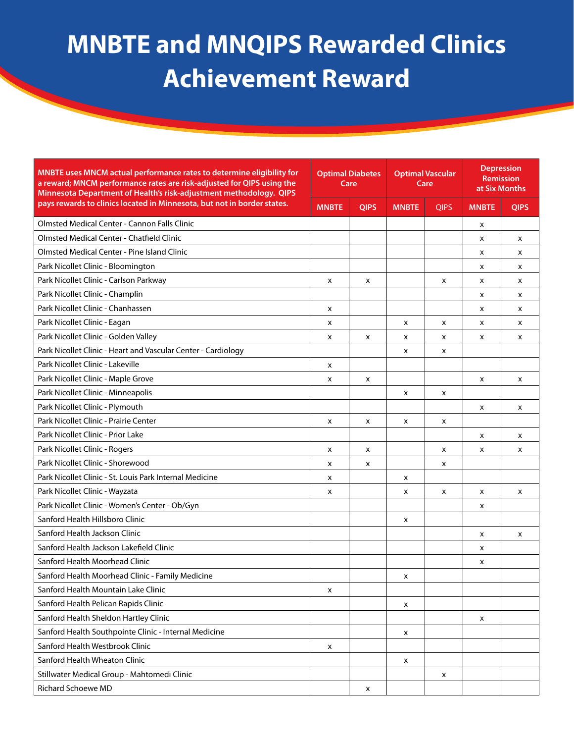# MNBTE and MNQIPS Rewarded Clinics Achievement Reward

| MNBTE uses MNCM actual performance rates to determine eligibility for a reward; MNCM performance rates are risk-adjusted for QIPS using the Minnesota Department of Health's risk-adjustment methodology. QIPS pays rewards to clinics located in Minnesota, but not in border states. | Optimal Diabetes Care | | Optimal Vascular Care | | Depression Remission at Six Months | |
|---|---|---|---|---|---|---|
| | MNBTE | QIPS | MNBTE | QIPS | MNBTE | QIPS |
| Olmsted Medical Center - Cannon Falls Clinic | | | | | x | |
| Olmsted Medical Center - Chatfield Clinic | | | | | x | x |
| Olmsted Medical Center - Pine Island Clinic | | | | | x | x |
| Park Nicollet Clinic - Bloomington | | | | | x | x |
| Park Nicollet Clinic - Carlson Parkway | x | x | | x | x | x |
| Park Nicollet Clinic - Champlin | | | | | x | x |
| Park Nicollet Clinic - Chanhassen | x | | | | x | x |
| Park Nicollet Clinic - Eagan | x | | x | x | x | x |
| Park Nicollet Clinic - Golden Valley | x | x | x | x | x | x |
| Park Nicollet Clinic - Heart and Vascular Center - Cardiology | | | x | x | | |
| Park Nicollet Clinic - Lakeville | x | | | | | |
| Park Nicollet Clinic - Maple Grove | x | x | | | x | x |
| Park Nicollet Clinic - Minneapolis | | | x | x | | |
| Park Nicollet Clinic - Plymouth | | | | | x | x |
| Park Nicollet Clinic - Prairie Center | x | x | x | x | | |
| Park Nicollet Clinic - Prior Lake | | | | | x | x |
| Park Nicollet Clinic - Rogers | x | x | | x | x | x |
| Park Nicollet Clinic - Shorewood | x | x | | x | | |
| Park Nicollet Clinic - St. Louis Park Internal Medicine | x | | x | | | |
| Park Nicollet Clinic - Wayzata | x | | x | x | x | x |
| Park Nicollet Clinic - Women's Center - Ob/Gyn | | | | | x | |
| Sanford Health Hillsboro Clinic | | | x | | | |
| Sanford Health Jackson Clinic | | | | | x | x |
| Sanford Health Jackson Lakefield Clinic | | | | | x | |
| Sanford Health Moorhead Clinic | | | | | x | |
| Sanford Health Moorhead Clinic - Family Medicine | | | x | | | |
| Sanford Health Mountain Lake Clinic | x | | | | | |
| Sanford Health Pelican Rapids Clinic | | | x | | | |
| Sanford Health Sheldon Hartley Clinic | | | | | x | |
| Sanford Health Southpointe Clinic - Internal Medicine | | | x | | | |
| Sanford Health Westbrook Clinic | x | | | | | |
| Sanford Health Wheaton Clinic | | | x | | | |
| Stillwater Medical Group - Mahtomedi Clinic | | | | x | | |
| Richard Schoewe MD | | x | | | | |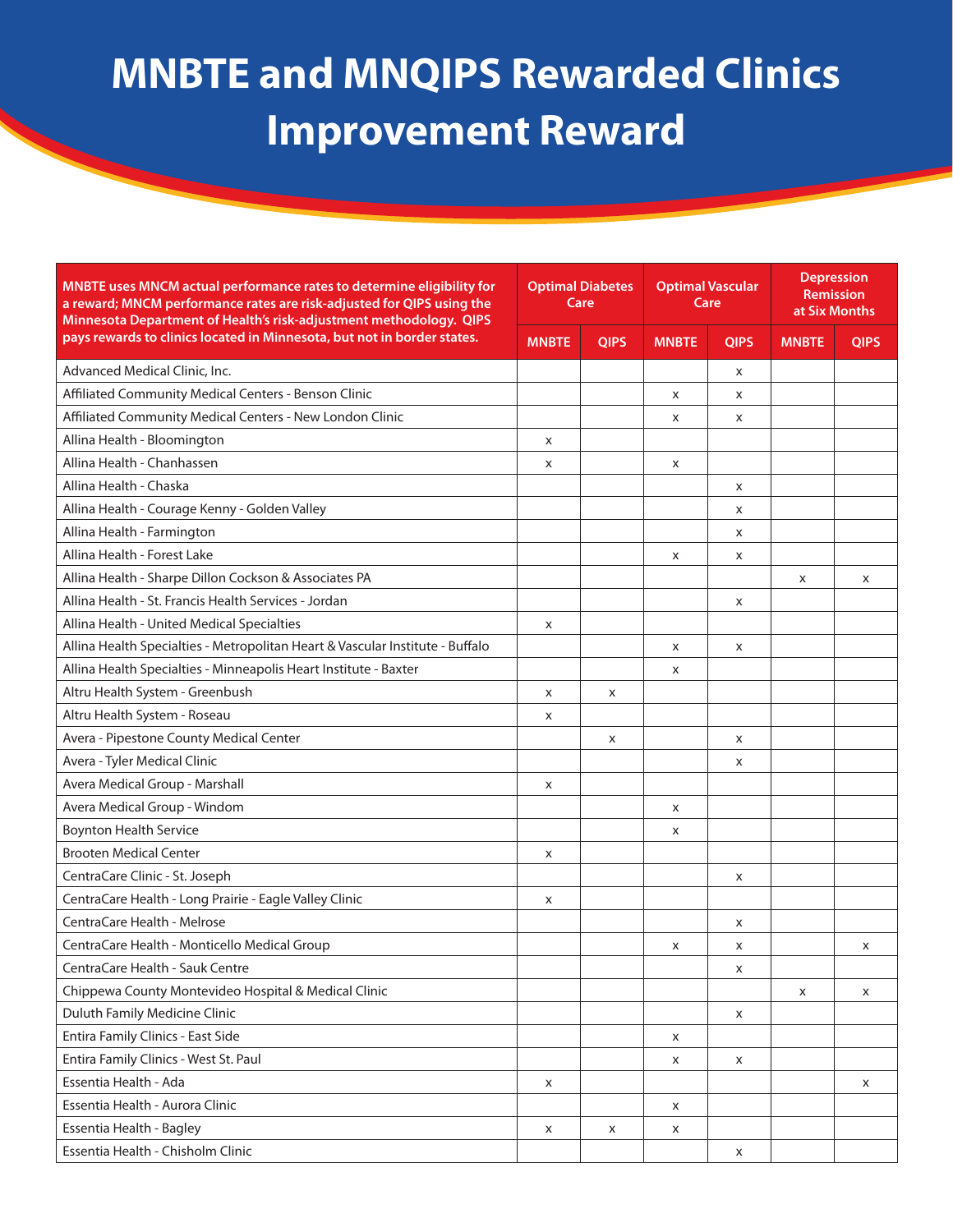# MNBTE and MNQIPS Rewarded Clinics Improvement Reward

| MNBTE uses MNCM actual performance rates to determine eligibility for a reward; MNCM performance rates are risk-adjusted for QIPS using the Minnesota Department of Health's risk-adjustment methodology. QIPS pays rewards to clinics located in Minnesota, but not in border states. | Optimal Diabetes Care | | Optimal Vascular Care | | Depression Remission at Six Months | |
|---|---|---|---|---|---|---|
| | MNBTE | QIPS | MNBTE | QIPS | MNBTE | QIPS |
| Advanced Medical Clinic, Inc. | | | | x | | |
| Affiliated Community Medical Centers - Benson Clinic | | | x | x | | |
| Affiliated Community Medical Centers - New London Clinic | | | x | x | | |
| Allina Health - Bloomington | x | | | | | |
| Allina Health - Chanhassen | x | | x | | | |
| Allina Health - Chaska | | | | x | | |
| Allina Health - Courage Kenny - Golden Valley | | | | x | | |
| Allina Health - Farmington | | | | x | | |
| Allina Health - Forest Lake | | | x | x | | |
| Allina Health - Sharpe Dillon Cockson & Associates PA | | | | | x | x |
| Allina Health - St. Francis Health Services - Jordan | | | | x | | |
| Allina Health - United Medical Specialties | x | | | | | |
| Allina Health Specialties - Metropolitan Heart & Vascular Institute - Buffalo | | | x | x | | |
| Allina Health Specialties - Minneapolis Heart Institute - Baxter | | | x | | | |
| Altru Health System - Greenbush | x | x | | | | |
| Altru Health System - Roseau | x | | | | | |
| Avera - Pipestone County Medical Center | | x | | x | | |
| Avera - Tyler Medical Clinic | | | | x | | |
| Avera Medical Group - Marshall | x | | | | | |
| Avera Medical Group - Windom | | | x | | | |
| Boynton Health Service | | | x | | | |
| Brooten Medical Center | x | | | | | |
| CentraCare Clinic - St. Joseph | | | | x | | |
| CentraCare Health - Long Prairie - Eagle Valley Clinic | x | | | | | |
| CentraCare Health - Melrose | | | | x | | |
| CentraCare Health - Monticello Medical Group | | | x | x | | x |
| CentraCare Health - Sauk Centre | | | | x | | |
| Chippewa County Montevideo Hospital & Medical Clinic | | | | | x | x |
| Duluth Family Medicine Clinic | | | | x | | |
| Entira Family Clinics - East Side | | | x | | | |
| Entira Family Clinics - West St. Paul | | | x | x | | |
| Essentia Health - Ada | x | | | | | x |
| Essentia Health - Aurora Clinic | | | x | | | |
| Essentia Health - Bagley | x | x | x | | | |
| Essentia Health - Chisholm Clinic | | | | x | | |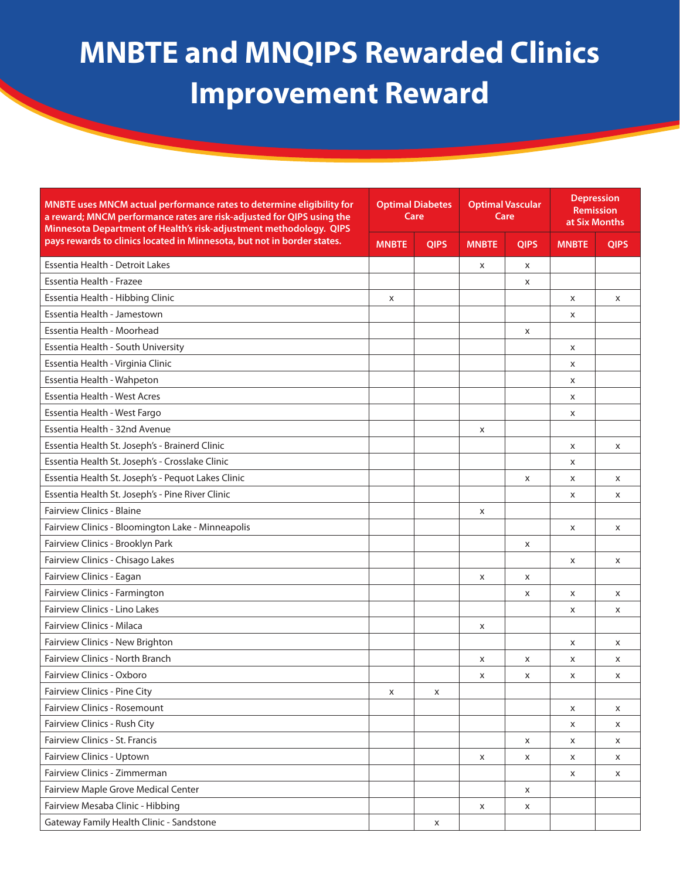# MNBTE and MNQIPS Rewarded Clinics Improvement Reward

| MNBTE uses MNCM actual performance rates to determine eligibility for a reward; MNCM performance rates are risk-adjusted for QIPS using the Minnesota Department of Health's risk-adjustment methodology. QIPS pays rewards to clinics located in Minnesota, but not in border states. | Optimal Diabetes Care | | Optimal Vascular Care | | Depression Remission at Six Months | |
|---|---|---|---|---|---|---|
| | MNBTE | QIPS | MNBTE | QIPS | MNBTE | QIPS |
| Essentia Health - Detroit Lakes | | | x | x | | |
| Essentia Health - Frazee | | | | x | | |
| Essentia Health - Hibbing Clinic | x | | | | x | x |
| Essentia Health - Jamestown | | | | | x | |
| Essentia Health - Moorhead | | | | x | | |
| Essentia Health - South University | | | | | x | |
| Essentia Health - Virginia Clinic | | | | | x | |
| Essentia Health - Wahpeton | | | | | x | |
| Essentia Health - West Acres | | | | | x | |
| Essentia Health - West Fargo | | | | | x | |
| Essentia Health - 32nd Avenue | | | x | | | |
| Essentia Health St. Joseph's - Brainerd Clinic | | | | | x | x |
| Essentia Health St. Joseph's - Crosslake Clinic | | | | | x | |
| Essentia Health St. Joseph's - Pequot Lakes Clinic | | | | x | x | x |
| Essentia Health St. Joseph's - Pine River Clinic | | | | | x | x |
| Fairview Clinics - Blaine | | | x | | | |
| Fairview Clinics - Bloomington Lake - Minneapolis | | | | | x | x |
| Fairview Clinics - Brooklyn Park | | | | x | | |
| Fairview Clinics - Chisago Lakes | | | | | x | x |
| Fairview Clinics - Eagan | | | x | x | | |
| Fairview Clinics - Farmington | | | | x | x | x |
| Fairview Clinics - Lino Lakes | | | | | x | x |
| Fairview Clinics - Milaca | | | x | | | |
| Fairview Clinics - New Brighton | | | | | x | x |
| Fairview Clinics - North Branch | | | x | x | x | x |
| Fairview Clinics - Oxboro | | | x | x | x | x |
| Fairview Clinics - Pine City | x | x | | | | |
| Fairview Clinics - Rosemount | | | | | x | x |
| Fairview Clinics - Rush City | | | | | x | x |
| Fairview Clinics - St. Francis | | | | x | x | x |
| Fairview Clinics - Uptown | | | x | x | x | x |
| Fairview Clinics - Zimmerman | | | | | x | x |
| Fairview Maple Grove Medical Center | | | | x | | |
| Fairview Mesaba Clinic - Hibbing | | | x | x | | |
| Gateway Family Health Clinic - Sandstone | | x | | | | |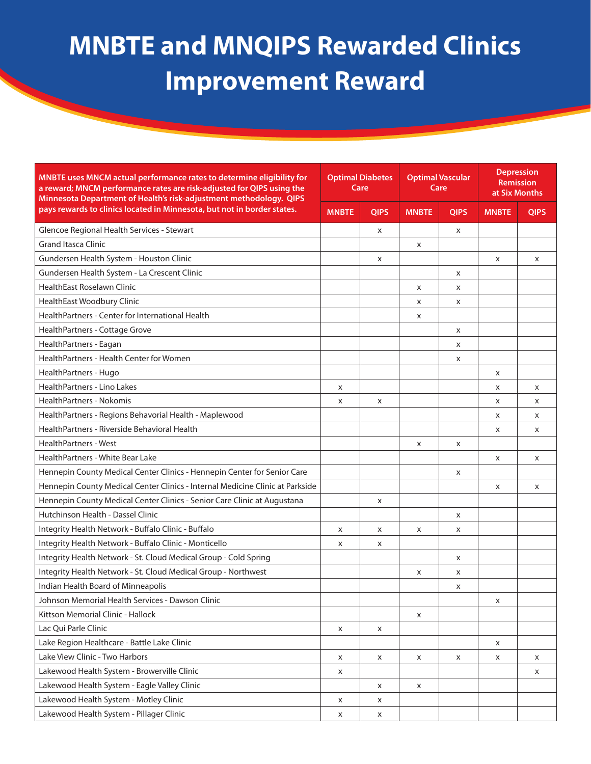# MNBTE and MNQIPS Rewarded Clinics Improvement Reward

| MNBTE uses MNCM actual performance rates to determine eligibility for a reward; MNCM performance rates are risk-adjusted for QIPS using the Minnesota Department of Health's risk-adjustment methodology. QIPS pays rewards to clinics located in Minnesota, but not in border states. | Optimal Diabetes Care | | Optimal Vascular Care | | Depression Remission at Six Months | |
|---|---|---|---|---|---|---|
| | MNBTE | QIPS | MNBTE | QIPS | MNBTE | QIPS |
| Glencoe Regional Health Services - Stewart | | x | | x | | |
| Grand Itasca Clinic | | | x | | | |
| Gundersen Health System - Houston Clinic | | x | | | x | x |
| Gundersen Health System - La Crescent Clinic | | | | x | | |
| HealthEast Roselawn Clinic | | | x | x | | |
| HealthEast Woodbury Clinic | | | x | x | | |
| HealthPartners - Center for International Health | | | x | | | |
| HealthPartners - Cottage Grove | | | | x | | |
| HealthPartners - Eagan | | | | x | | |
| HealthPartners - Health Center for Women | | | | x | | |
| HealthPartners - Hugo | | | | | x | |
| HealthPartners - Lino Lakes | x | | | | x | x |
| HealthPartners - Nokomis | x | x | | | x | x |
| HealthPartners - Regions Behavorial Health - Maplewood | | | | | x | x |
| HealthPartners - Riverside Behavioral Health | | | | | x | x |
| HealthPartners - West | | | x | x | | |
| HealthPartners - White Bear Lake | | | | | x | x |
| Hennepin County Medical Center Clinics - Hennepin Center for Senior Care | | | | x | | |
| Hennepin County Medical Center Clinics - Internal Medicine Clinic at Parkside | | | | | x | x |
| Hennepin County Medical Center Clinics - Senior Care Clinic at Augustana | | x | | | | |
| Hutchinson Health - Dassel Clinic | | | | x | | |
| Integrity Health Network - Buffalo Clinic - Buffalo | x | x | x | x | | |
| Integrity Health Network - Buffalo Clinic - Monticello | x | x | | | | |
| Integrity Health Network - St. Cloud Medical Group - Cold Spring | | | | x | | |
| Integrity Health Network - St. Cloud Medical Group - Northwest | | | x | x | | |
| Indian Health Board of Minneapolis | | | | x | | |
| Johnson Memorial Health Services - Dawson Clinic | | | | | x | |
| Kittson Memorial Clinic - Hallock | | | x | | | |
| Lac Qui Parle Clinic | x | x | | | | |
| Lake Region Healthcare - Battle Lake Clinic | | | | | x | |
| Lake View Clinic - Two Harbors | x | x | x | x | x | x |
| Lakewood Health System - Browerville Clinic | x | | | | | x |
| Lakewood Health System - Eagle Valley Clinic | | x | x | | | |
| Lakewood Health System - Motley Clinic | x | x | | | | |
| Lakewood Health System - Pillager Clinic | x | x | | | | |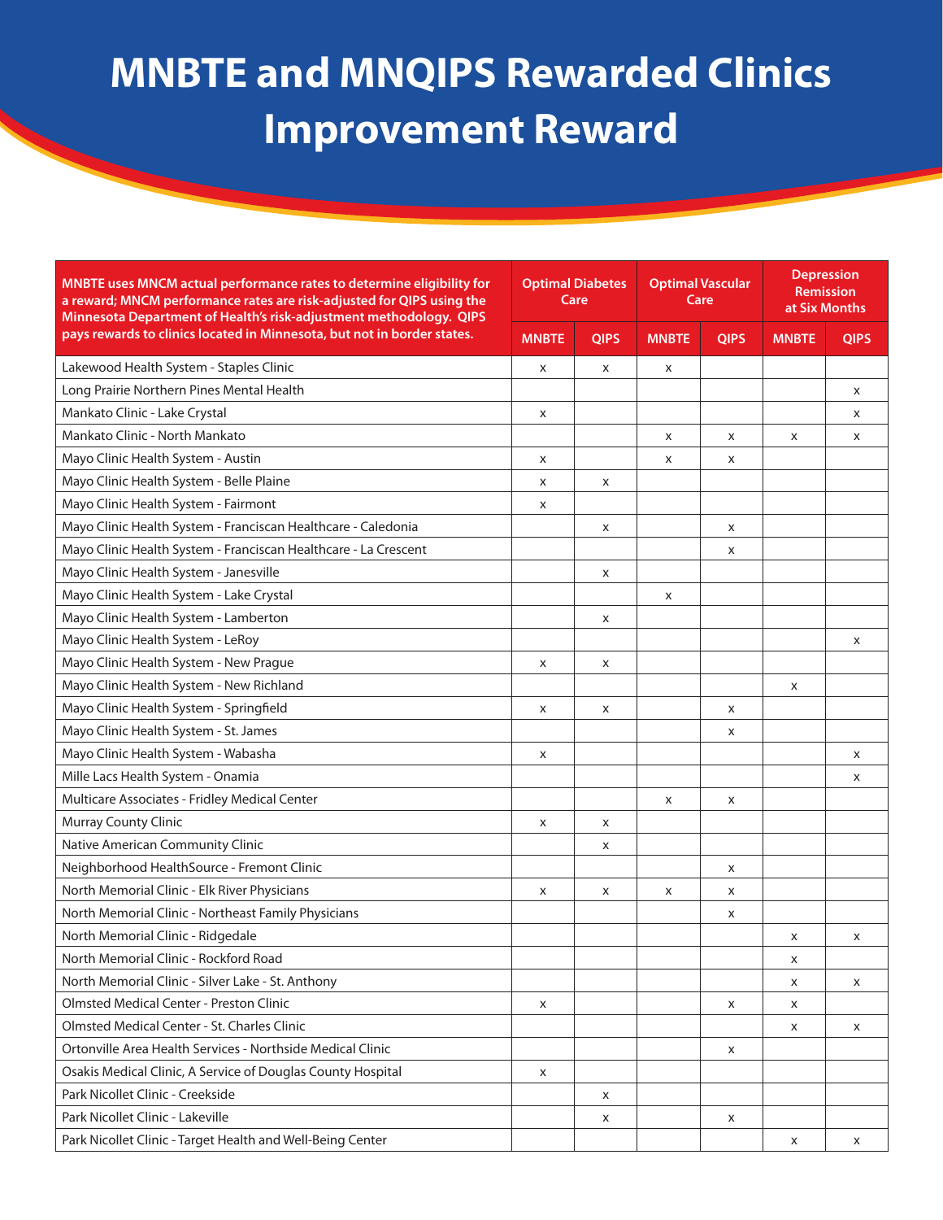# MNBTE and MNQIPS Rewarded Clinics Improvement Reward

| MNBTE uses MNCM actual performance rates to determine eligibility for a reward; MNCM performance rates are risk-adjusted for QIPS using the Minnesota Department of Health's risk-adjustment methodology. QIPS pays rewards to clinics located in Minnesota, but not in border states. | Optimal Diabetes Care | | Optimal Vascular Care | | Depression Remission at Six Months | |
|---|---|---|---|---|---|---|
| | MNBTE | QIPS | MNBTE | QIPS | MNBTE | QIPS |
| Lakewood Health System - Staples Clinic | x | x | x | | | |
| Long Prairie Northern Pines Mental Health | | | | | | x |
| Mankato Clinic - Lake Crystal | x | | | | | x |
| Mankato Clinic - North Mankato | | | x | x | x | x |
| Mayo Clinic Health System - Austin | x | | x | x | | |
| Mayo Clinic Health System - Belle Plaine | x | x | | | | |
| Mayo Clinic Health System - Fairmont | x | | | | | |
| Mayo Clinic Health System - Franciscan Healthcare - Caledonia | | x | | x | | |
| Mayo Clinic Health System - Franciscan Healthcare - La Crescent | | | | x | | |
| Mayo Clinic Health System - Janesville | | x | | | | |
| Mayo Clinic Health System - Lake Crystal | | | x | | | |
| Mayo Clinic Health System - Lamberton | | x | | | | |
| Mayo Clinic Health System - LeRoy | | | | | | x |
| Mayo Clinic Health System - New Prague | x | x | | | | |
| Mayo Clinic Health System - New Richland | | | | | x | |
| Mayo Clinic Health System - Springfield | x | x | | x | | |
| Mayo Clinic Health System - St. James | | | | x | | |
| Mayo Clinic Health System - Wabasha | x | | | | | x |
| Mille Lacs Health System - Onamia | | | | | | x |
| Multicare Associates - Fridley Medical Center | | | x | x | | |
| Murray County Clinic | x | x | | | | |
| Native American Community Clinic | | x | | | | |
| Neighborhood HealthSource - Fremont Clinic | | | | x | | |
| North Memorial Clinic - Elk River Physicians | x | x | x | x | | |
| North Memorial Clinic - Northeast Family Physicians | | | | x | | |
| North Memorial Clinic - Ridgedale | | | | | x | x |
| North Memorial Clinic - Rockford Road | | | | | x | |
| North Memorial Clinic - Silver Lake - St. Anthony | | | | | x | x |
| Olmsted Medical Center - Preston Clinic | x | | | x | x | |
| Olmsted Medical Center - St. Charles Clinic | | | | | x | x |
| Ortonville Area Health Services - Northside Medical Clinic | | | | x | | |
| Osakis Medical Clinic, A Service of Douglas County Hospital | x | | | | | |
| Park Nicollet Clinic - Creekside | | x | | | | |
| Park Nicollet Clinic - Lakeville | | x | | x | | |
| Park Nicollet Clinic - Target Health and Well-Being Center | | | | | x | x |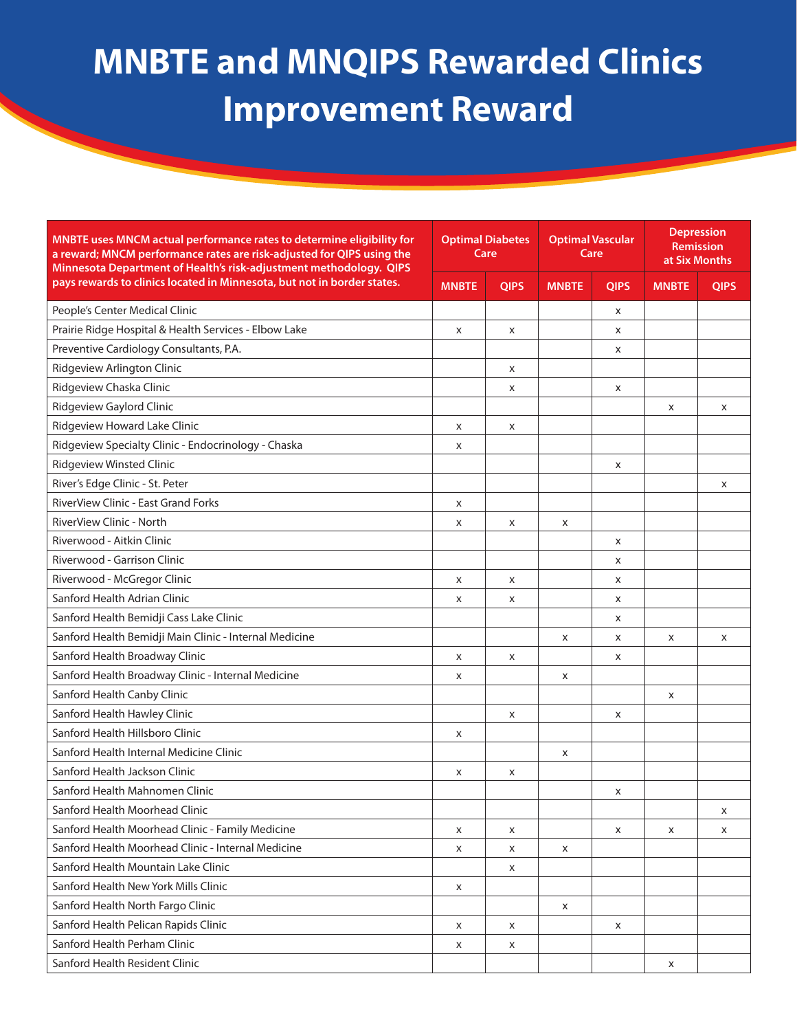# MNBTE and MNQIPS Rewarded Clinics Improvement Reward

| MNBTE uses MNCM actual performance rates to determine eligibility for a reward; MNCM performance rates are risk-adjusted for QIPS using the Minnesota Department of Health's risk-adjustment methodology. QIPS pays rewards to clinics located in Minnesota, but not in border states. | Optimal Diabetes Care | | Optimal Vascular Care | | Depression Remission at Six Months | |
|---|---|---|---|---|---|---|
| | MNBTE | QIPS | MNBTE | QIPS | MNBTE | QIPS |
| People's Center Medical Clinic | | | | x | | |
| Prairie Ridge Hospital & Health Services - Elbow Lake | x | x | | x | | |
| Preventive Cardiology Consultants, P.A. | | | | x | | |
| Ridgeview Arlington Clinic | | x | | | | |
| Ridgeview Chaska Clinic | | x | | x | | |
| Ridgeview Gaylord Clinic | | | | | x | x |
| Ridgeview Howard Lake Clinic | x | x | | | | |
| Ridgeview Specialty Clinic - Endocrinology - Chaska | x | | | | | |
| Ridgeview Winsted Clinic | | | | x | | |
| River's Edge Clinic - St. Peter | | | | | | x |
| RiverView Clinic - East Grand Forks | x | | | | | |
| RiverView Clinic - North | x | x | x | | | |
| Riverwood - Aitkin Clinic | | | | x | | |
| Riverwood - Garrison Clinic | | | | x | | |
| Riverwood - McGregor Clinic | x | x | | x | | |
| Sanford Health Adrian Clinic | x | x | | x | | |
| Sanford Health Bemidji Cass Lake Clinic | | | | x | | |
| Sanford Health Bemidji Main Clinic - Internal Medicine | | | x | x | x | x |
| Sanford Health Broadway Clinic | x | x | | x | | |
| Sanford Health Broadway Clinic - Internal Medicine | x | | x | | | |
| Sanford Health Canby Clinic | | | | | x | |
| Sanford Health Hawley Clinic | | x | | x | | |
| Sanford Health Hillsboro Clinic | x | | | | | |
| Sanford Health Internal Medicine Clinic | | | x | | | |
| Sanford Health Jackson Clinic | x | x | | | | |
| Sanford Health Mahnomen Clinic | | | | x | | |
| Sanford Health Moorhead Clinic | | | | | | x |
| Sanford Health Moorhead Clinic - Family Medicine | x | x | | x | x | x |
| Sanford Health Moorhead Clinic - Internal Medicine | x | x | x | | | |
| Sanford Health Mountain Lake Clinic | | x | | | | |
| Sanford Health New York Mills Clinic | x | | | | | |
| Sanford Health North Fargo Clinic | | | x | | | |
| Sanford Health Pelican Rapids Clinic | x | x | | x | | |
| Sanford Health Perham Clinic | x | x | | | | |
| Sanford Health Resident Clinic | | | | | x | |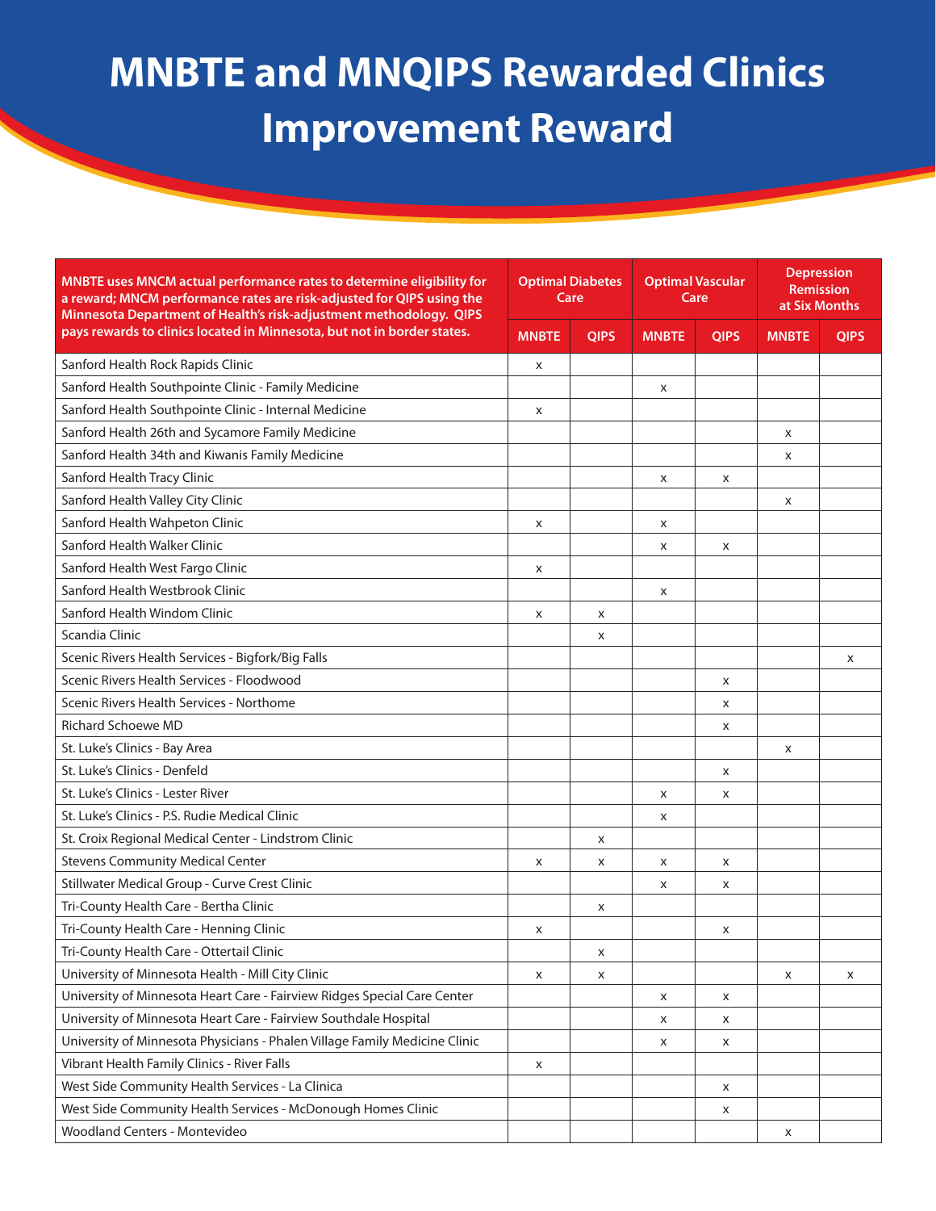# MNBTE and MNQIPS Rewarded Clinics Improvement Reward

| MNBTE uses MNCM actual performance rates to determine eligibility for a reward; MNCM performance rates are risk-adjusted for QIPS using the Minnesota Department of Health's risk-adjustment methodology. QIPS pays rewards to clinics located in Minnesota, but not in border states. | Optimal Diabetes Care | | Optimal Vascular Care | | Depression Remission at Six Months | |
|---|---|---|---|---|---|---|
| | MNBTE | QIPS | MNBTE | QIPS | MNBTE | QIPS |
| Sanford Health Rock Rapids Clinic | x | | | | | |
| Sanford Health Southpointe Clinic - Family Medicine | | | x | | | |
| Sanford Health Southpointe Clinic - Internal Medicine | x | | | | | |
| Sanford Health 26th and Sycamore Family Medicine | | | | | x | |
| Sanford Health 34th and Kiwanis Family Medicine | | | | | x | |
| Sanford Health Tracy Clinic | | | x | x | | |
| Sanford Health Valley City Clinic | | | | | x | |
| Sanford Health Wahpeton Clinic | x | | x | | | |
| Sanford Health Walker Clinic | | | x | x | | |
| Sanford Health West Fargo Clinic | x | | | | | |
| Sanford Health Westbrook Clinic | | | x | | | |
| Sanford Health Windom Clinic | x | x | | | | |
| Scandia Clinic | | x | | | | |
| Scenic Rivers Health Services - Bigfork/Big Falls | | | | | | x |
| Scenic Rivers Health Services - Floodwood | | | | x | | |
| Scenic Rivers Health Services - Northome | | | | x | | |
| Richard Schoewe MD | | | | x | | |
| St. Luke's Clinics - Bay Area | | | | | x | |
| St. Luke's Clinics - Denfeld | | | | x | | |
| St. Luke's Clinics - Lester River | | | x | x | | |
| St. Luke's Clinics - P.S. Rudie Medical Clinic | | | x | | | |
| St. Croix Regional Medical Center - Lindstrom Clinic | | x | | | | |
| Stevens Community Medical Center | x | x | x | x | | |
| Stillwater Medical Group - Curve Crest Clinic | | | x | x | | |
| Tri-County Health Care - Bertha Clinic | | x | | | | |
| Tri-County Health Care - Henning Clinic | x | | | x | | |
| Tri-County Health Care - Ottertail Clinic | | x | | | | |
| University of Minnesota Health - Mill City Clinic | x | x | | | x | x |
| University of Minnesota Heart Care - Fairview Ridges Special Care Center | | | x | x | | |
| University of Minnesota Heart Care - Fairview Southdale Hospital | | | x | x | | |
| University of Minnesota Physicians - Phalen Village Family Medicine Clinic | | | x | x | | |
| Vibrant Health Family Clinics - River Falls | x | | | | | |
| West Side Community Health Services - La Clinica | | | | x | | |
| West Side Community Health Services - McDonough Homes Clinic | | | | x | | |
| Woodland Centers - Montevideo | | | | | x | |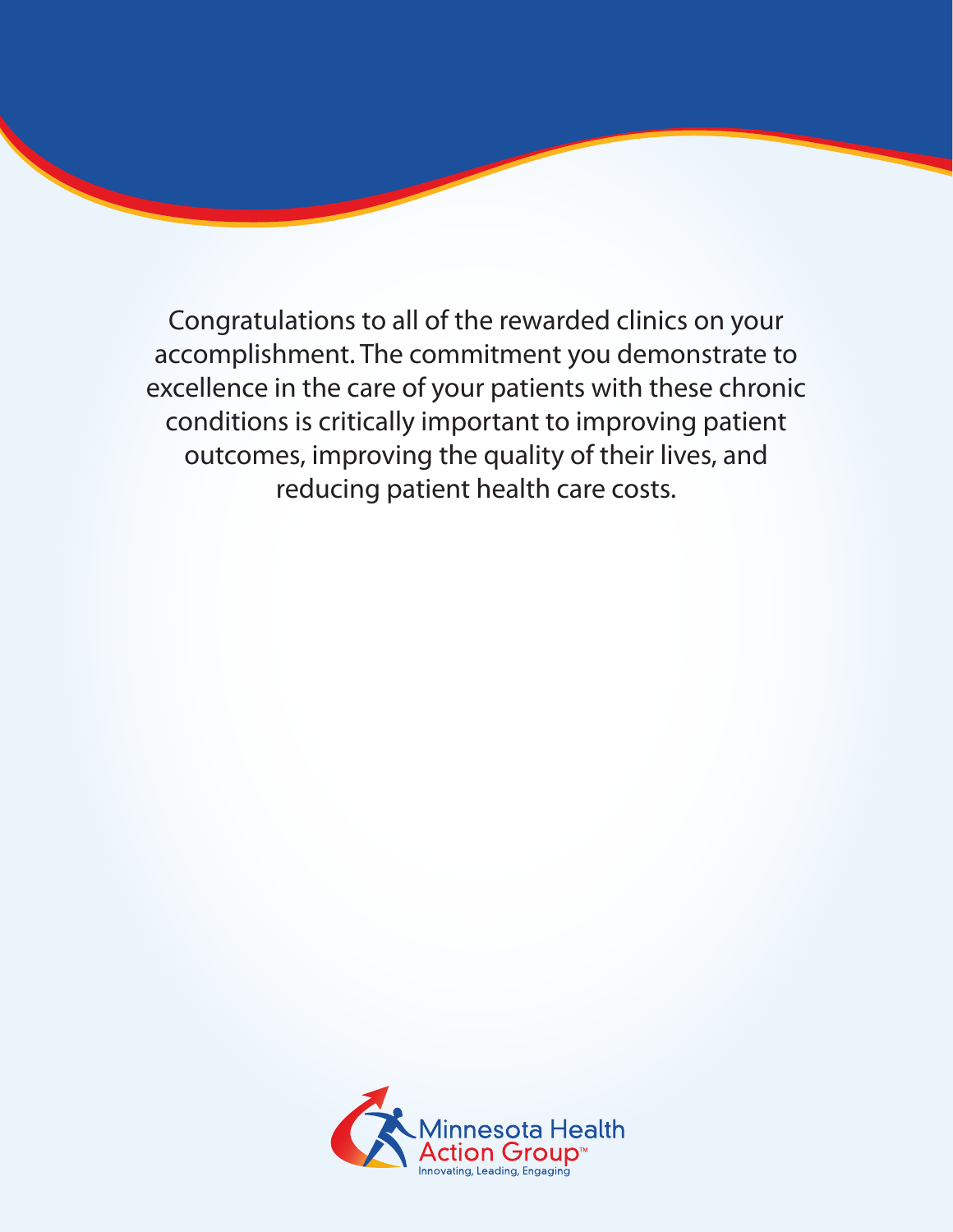Congratulations to all of the rewarded clinics on your accomplishment. The commitment you demonstrate to excellence in the care of your patients with these chronic conditions is critically important to improving patient outcomes, improving the quality of their lives, and reducing patient health care costs.

Minnesota Health Action Group™

Innovating, Leading, Engaging